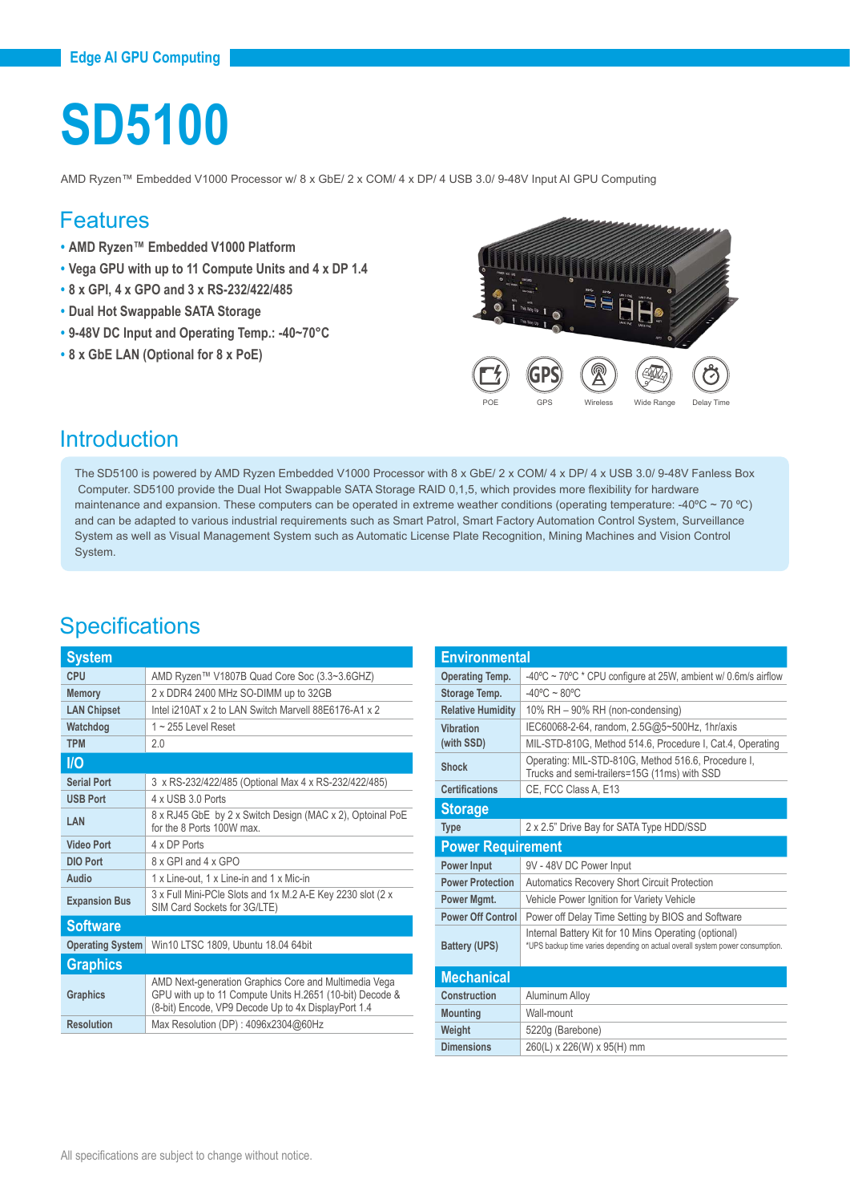Edge AI GPU Computing

# SD5100

AMD Ryzen™ Embedded V1000 Processor w/ 8 x GbE/ 2 x COM/ 4 x DP/ 4 USB 3.0/ 9-48V Input AI GPU Computing

## Features

- **AMD Ryzen™ Embedded V1000 Platform**
- **Vega GPU with up to 11 Compute Units and 4 x DP 1.4**
- **8 x GPI, 4 x GPO and 3 x RS-232/422/485**
- **Dual Hot Swappable SATA Storage**
- **9-48V DC Input and Operating Temp.: -40~70°C**
- **8 x GbE LAN (Optional for 8 x PoE)**

POE GPS Wireless Wide Range Delay Time

## Introduction

The SD5100 is powered by AMD Ryzen Embedded V1000 Processor with 8 x GbE/ 2 x COM/ 4 x DP/ 4 x USB 3.0/ 9-48V Fanless Box Computer. SD5100 provide the Dual Hot Swappable SATA Storage RAID 0,1,5, which provides more flexibility for hardware maintenance and expansion. These computers can be operated in extreme weather conditions (operating temperature: -40ºC ~ 70 ºC) and can be adapted to various industrial requirements such as Smart Patrol, Smart Factory Automation Control System, Surveillance System as well as Visual Management System such as Automatic License Plate Recognition, Mining Machines and Vision Control System.

## Specifications

### System

| | |
|---|---|
| **CPU** | AMD Ryzen™ V1807B Quad Core Soc (3.3~3.6GHZ) |
| **Memory** | 2 x DDR4 2400 MHz SO-DIMM up to 32GB |
| **LAN Chipset** | Intel i210AT x 2 to LAN Switch Marvell 88E6176-A1 x 2 |
| **Watchdog** | 1 ~ 255 Level Reset |
| **TPM** | 2.0 |

### I/O

| | |
|---|---|
| **Serial Port** | 3 x RS-232/422/485 (Optional Max 4 x RS-232/422/485) |
| **USB Port** | 4 x USB 3.0 Ports |
| **LAN** | 8 x RJ45 GbE by 2 x Switch Design (MAC x 2), Optoinal PoE for the 8 Ports 100W max. |
| **Video Port** | 4 x DP Ports |
| **DIO Port** | 8 x GPI and 4 x GPO |
| **Audio** | 1 x Line-out, 1 x Line-in and 1 x Mic-in |
| **Expansion Bus** | 3 x Full Mini-PCIe Slots and 1x M.2 A-E Key 2230 slot (2 x SIM Card Sockets for 3G/LTE) |

### Software

| | |
|---|---|
| **Operating System** | Win10 LTSC 1809, Ubuntu 18.04 64bit |

### Graphics

| | |
|---|---|
| **Graphics** | AMD Next-generation Graphics Core and Multimedia Vega GPU with up to 11 Compute Units H.2651 (10-bit) Decode & (8-bit) Encode, VP9 Decode Up to 4x DisplayPort 1.4 |
| **Resolution** | Max Resolution (DP) : 4096x2304@60Hz |

### Environmental

| | |
|---|---|
| **Operating Temp.** | -40ºC ~ 70ºC * CPU configure at 25W, ambient w/ 0.6m/s airflow |
| **Storage Temp.** | -40ºC ~ 80ºC |
| **Relative Humidity** | 10% RH – 90% RH (non-condensing) |
| **Vibration (with SSD)** | IEC60068-2-64, random, 2.5G@5~500Hz, 1hr/axis |
| | MIL-STD-810G, Method 514.6, Procedure I, Cat.4, Operating |
| **Shock** | Operating: MIL-STD-810G, Method 516.6, Procedure I, Trucks and semi-trailers=15G (11ms) with SSD |
| **Certifications** | CE, FCC Class A, E13 |

### Storage

| | |
|---|---|
| **Type** | 2 x 2.5" Drive Bay for SATA Type HDD/SSD |

### Power Requirement

| | |
|---|---|
| **Power Input** | 9V - 48V DC Power Input |
| **Power Protection** | Automatics Recovery Short Circuit Protection |
| **Power Mgmt.** | Vehicle Power Ignition for Variety Vehicle |
| **Power Off Control** | Power off Delay Time Setting by BIOS and Software |
| **Battery (UPS)** | Internal Battery Kit for 10 Mins Operating (optional) *UPS backup time varies depending on actual overall system power consumption. |

### Mechanical

| | |
|---|---|
| **Construction** | Aluminum Alloy |
| **Mounting** | Wall-mount |
| **Weight** | 5220g (Barebone) |
| **Dimensions** | 260(L) x 226(W) x 95(H) mm |

All specifications are subject to change without notice.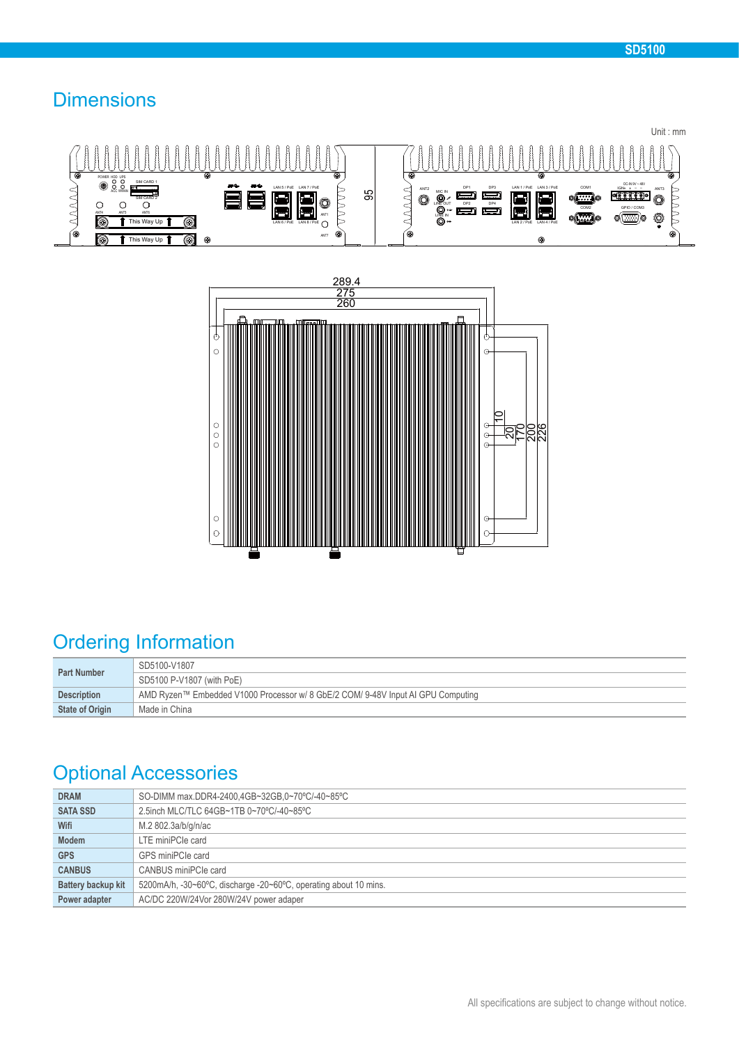## Dimensions

Unit : mm

95

289.4
275
260

10
20
170
200
226

## Ordering Information

| | | 
|---|---|
| **Part Number** | SD5100-V1807 |
| | SD5100 P-V1807 (with PoE) |
| **Description** | AMD Ryzen™ Embedded V1000 Processor w/ 8 GbE/2 COM/ 9-48V Input AI GPU Computing |
| **State of Origin** | Made in China |

## Optional Accessories

| | |
|---|---|
| **DRAM** | SO-DIMM max.DDR4-2400,4GB~32GB,0~70ºC/-40~85ºC |
| **SATA SSD** | 2.5inch MLC/TLC 64GB~1TB 0~70ºC/-40~85ºC |
| **Wifi** | M.2 802.3a/b/g/n/ac |
| **Modem** | LTE miniPCIe card |
| **GPS** | GPS miniPCIe card |
| **CANBUS** | CANBUS miniPCIe card |
| **Battery backup kit** | 5200mA/h, -30~60ºC, discharge -20~60ºC, operating about 10 mins. |
| **Power adapter** | AC/DC 220W/24Vor 280W/24V power adaper |

All specifications are subject to change without notice.